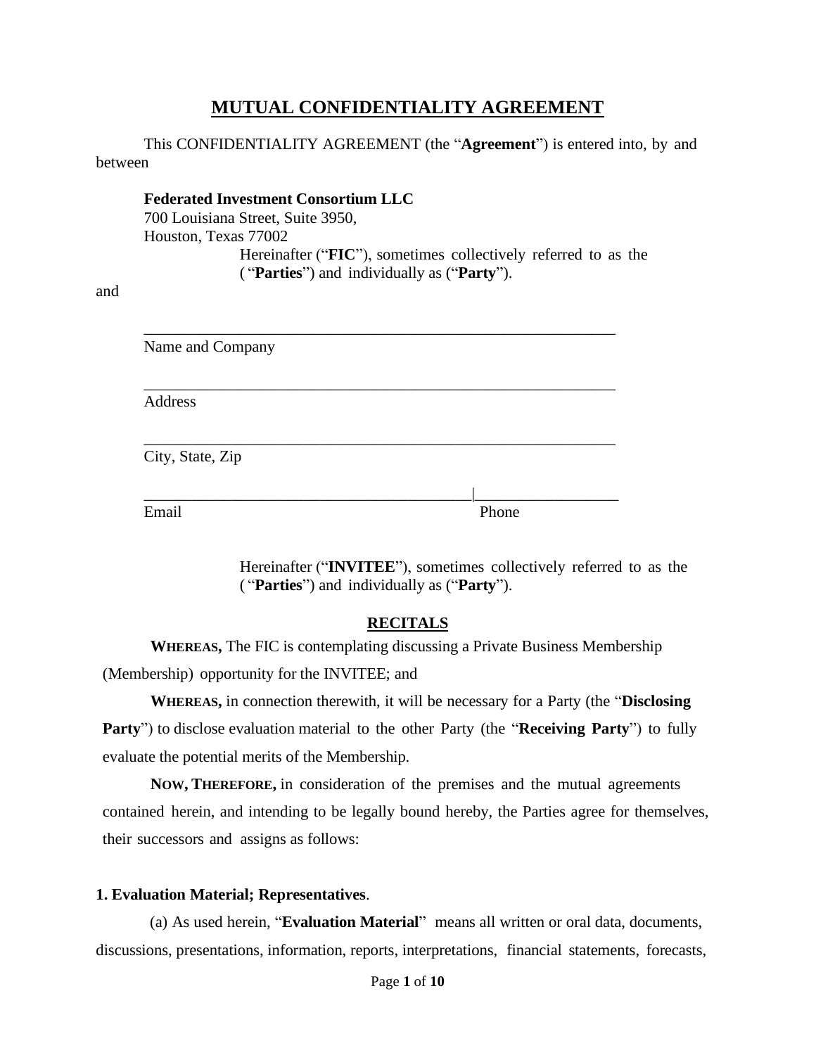# MUTUAL CONFIDENTIALITY AGREEMENT

This CONFIDENTIALITY AGREEMENT (the "**Agreement**") is entered into, by and between

**Federated Investment Consortium LLC**
700 Louisiana Street, Suite 3950,
Houston, Texas 77002

Hereinafter ("**FIC**"), sometimes collectively referred to as the ( "**Parties**") and individually as ("**Party**").

and

______________________________________________________________
Name and Company

______________________________________________________________
Address

______________________________________________________________
City, State, Zip

___________________________________________|__________________
Email Phone

Hereinafter ("**INVITEE**"), sometimes collectively referred to as the ( "**Parties**") and individually as ("**Party**").

## RECITALS

**WHEREAS,** The FIC is contemplating discussing a Private Business Membership (Membership) opportunity for the INVITEE; and

**WHEREAS,** in connection therewith, it will be necessary for a Party (the "**Disclosing Party**") to disclose evaluation material to the other Party (the "**Receiving Party**") to fully evaluate the potential merits of the Membership.

**NOW, THEREFORE,** in consideration of the premises and the mutual agreements contained herein, and intending to be legally bound hereby, the Parties agree for themselves, their successors and assigns as follows:

**1. Evaluation Material; Representatives**.

(a) As used herein, "**Evaluation Material**" means all written or oral data, documents, discussions, presentations, information, reports, interpretations, financial statements, forecasts,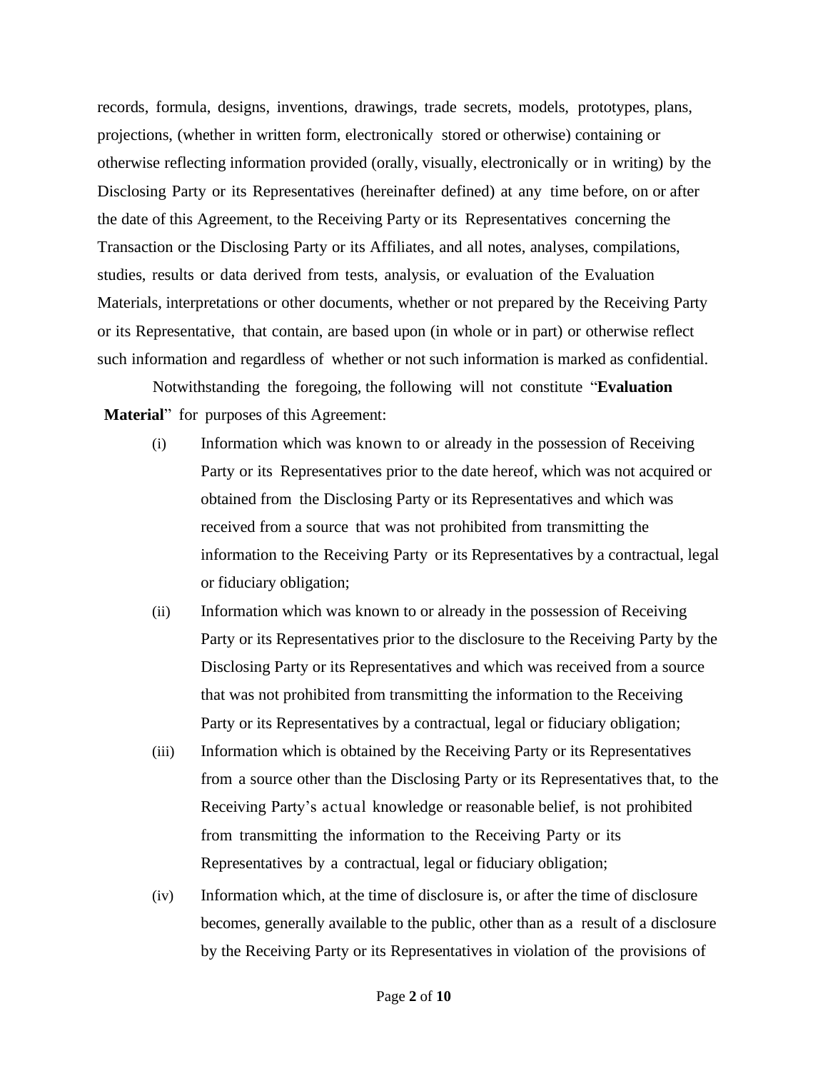records, formula, designs, inventions, drawings, trade secrets, models, prototypes, plans, projections, (whether in written form, electronically stored or otherwise) containing or otherwise reflecting information provided (orally, visually, electronically or in writing) by the Disclosing Party or its Representatives (hereinafter defined) at any time before, on or after the date of this Agreement, to the Receiving Party or its Representatives concerning the Transaction or the Disclosing Party or its Affiliates, and all notes, analyses, compilations, studies, results or data derived from tests, analysis, or evaluation of the Evaluation Materials, interpretations or other documents, whether or not prepared by the Receiving Party or its Representative, that contain, are based upon (in whole or in part) or otherwise reflect such information and regardless of whether or not such information is marked as confidential.

Notwithstanding the foregoing, the following will not constitute "**Evaluation Material**" for purposes of this Agreement:

(i) Information which was known to or already in the possession of Receiving Party or its Representatives prior to the date hereof, which was not acquired or obtained from the Disclosing Party or its Representatives and which was received from a source that was not prohibited from transmitting the information to the Receiving Party or its Representatives by a contractual, legal or fiduciary obligation;

(ii) Information which was known to or already in the possession of Receiving Party or its Representatives prior to the disclosure to the Receiving Party by the Disclosing Party or its Representatives and which was received from a source that was not prohibited from transmitting the information to the Receiving Party or its Representatives by a contractual, legal or fiduciary obligation;

(iii) Information which is obtained by the Receiving Party or its Representatives from a source other than the Disclosing Party or its Representatives that, to the Receiving Party's actual knowledge or reasonable belief, is not prohibited from transmitting the information to the Receiving Party or its Representatives by a contractual, legal or fiduciary obligation;

(iv) Information which, at the time of disclosure is, or after the time of disclosure becomes, generally available to the public, other than as a result of a disclosure by the Receiving Party or its Representatives in violation of the provisions of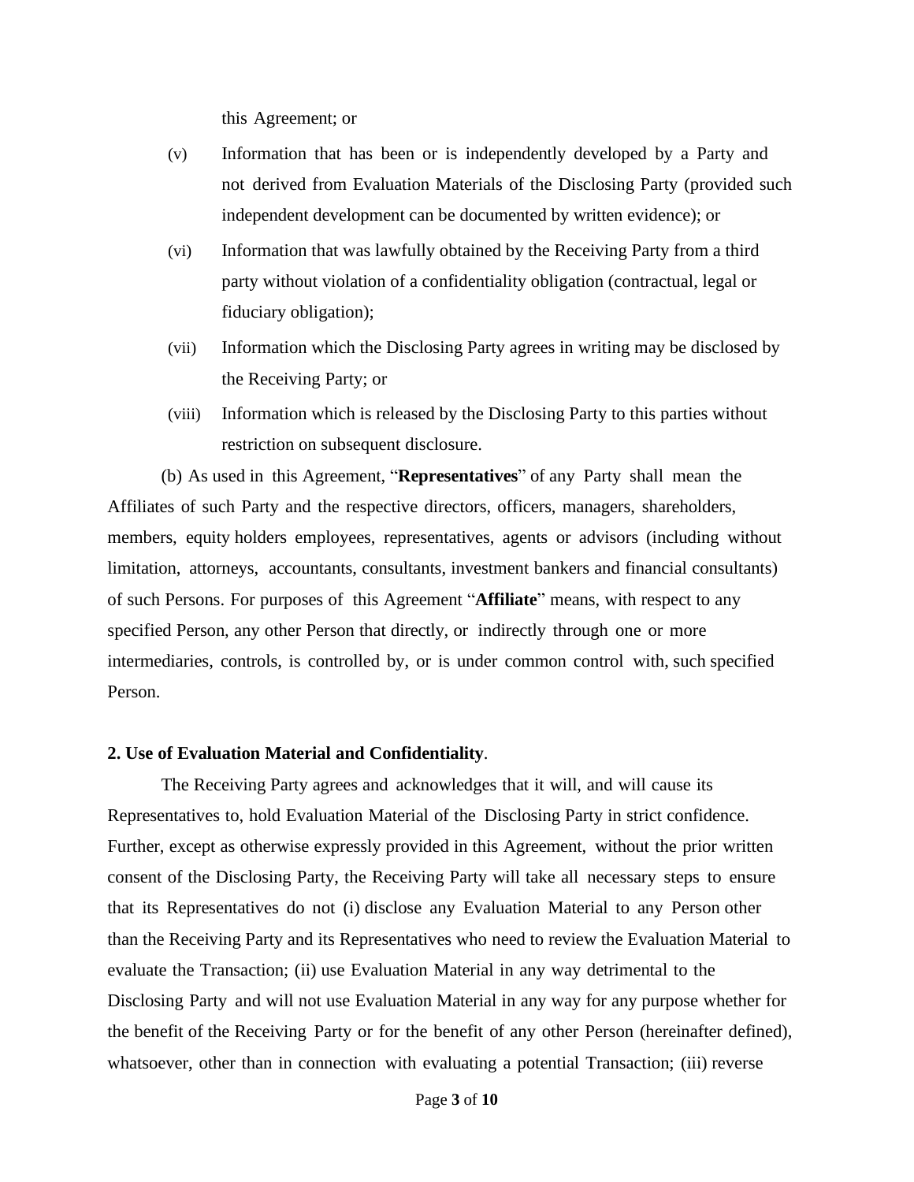this Agreement; or

(v) Information that has been or is independently developed by a Party and not derived from Evaluation Materials of the Disclosing Party (provided such independent development can be documented by written evidence); or

(vi) Information that was lawfully obtained by the Receiving Party from a third party without violation of a confidentiality obligation (contractual, legal or fiduciary obligation);

(vii) Information which the Disclosing Party agrees in writing may be disclosed by the Receiving Party; or

(viii) Information which is released by the Disclosing Party to this parties without restriction on subsequent disclosure.

(b) As used in this Agreement, "**Representatives**" of any Party shall mean the Affiliates of such Party and the respective directors, officers, managers, shareholders, members, equity holders employees, representatives, agents or advisors (including without limitation, attorneys, accountants, consultants, investment bankers and financial consultants) of such Persons. For purposes of this Agreement "**Affiliate**" means, with respect to any specified Person, any other Person that directly, or indirectly through one or more intermediaries, controls, is controlled by, or is under common control with, such specified Person.

**2. Use of Evaluation Material and Confidentiality**.

The Receiving Party agrees and acknowledges that it will, and will cause its Representatives to, hold Evaluation Material of the Disclosing Party in strict confidence. Further, except as otherwise expressly provided in this Agreement, without the prior written consent of the Disclosing Party, the Receiving Party will take all necessary steps to ensure that its Representatives do not (i) disclose any Evaluation Material to any Person other than the Receiving Party and its Representatives who need to review the Evaluation Material to evaluate the Transaction; (ii) use Evaluation Material in any way detrimental to the Disclosing Party and will not use Evaluation Material in any way for any purpose whether for the benefit of the Receiving Party or for the benefit of any other Person (hereinafter defined), whatsoever, other than in connection with evaluating a potential Transaction; (iii) reverse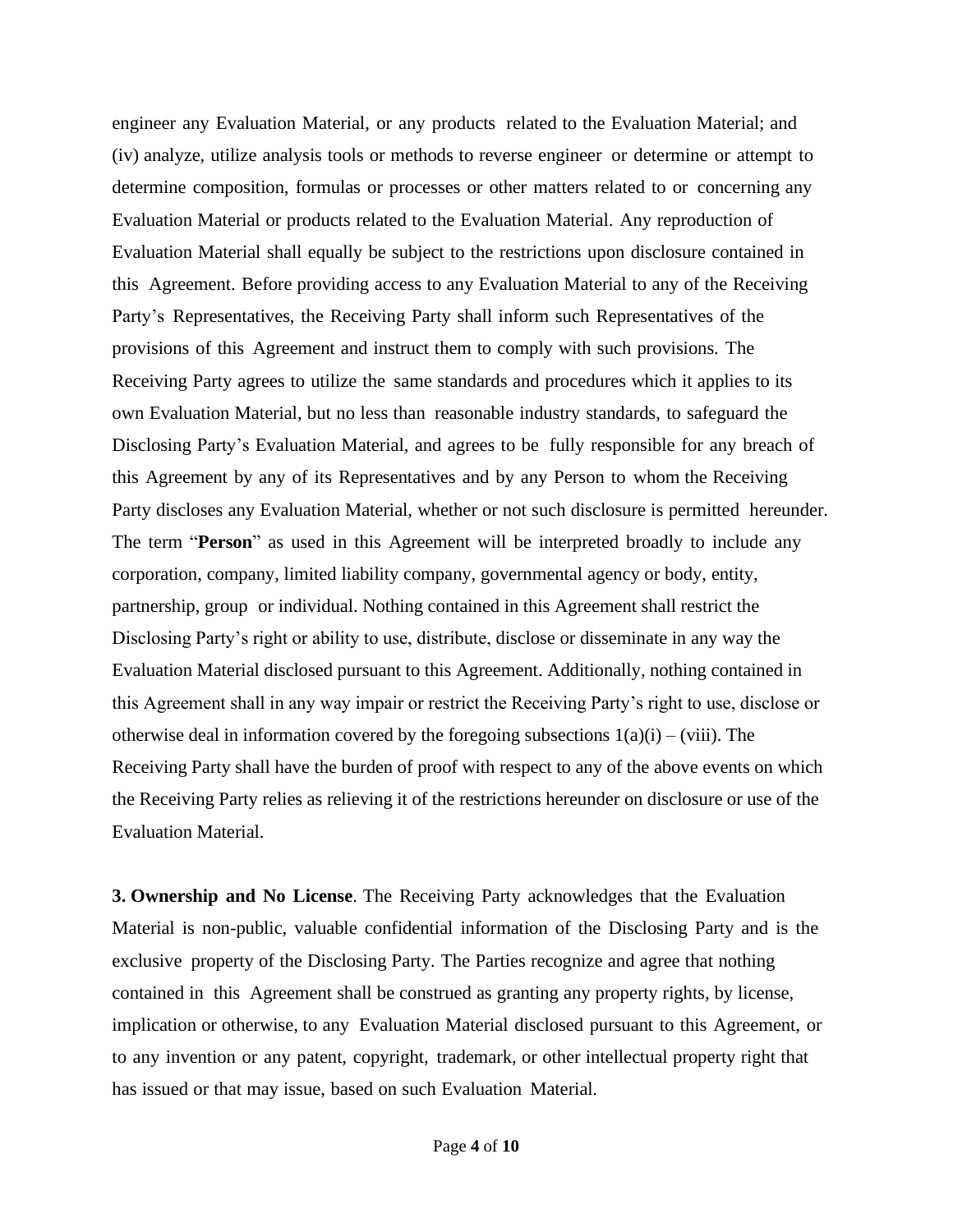engineer any Evaluation Material, or any products related to the Evaluation Material; and (iv) analyze, utilize analysis tools or methods to reverse engineer or determine or attempt to determine composition, formulas or processes or other matters related to or concerning any Evaluation Material or products related to the Evaluation Material. Any reproduction of Evaluation Material shall equally be subject to the restrictions upon disclosure contained in this Agreement. Before providing access to any Evaluation Material to any of the Receiving Party's Representatives, the Receiving Party shall inform such Representatives of the provisions of this Agreement and instruct them to comply with such provisions. The Receiving Party agrees to utilize the same standards and procedures which it applies to its own Evaluation Material, but no less than reasonable industry standards, to safeguard the Disclosing Party's Evaluation Material, and agrees to be fully responsible for any breach of this Agreement by any of its Representatives and by any Person to whom the Receiving Party discloses any Evaluation Material, whether or not such disclosure is permitted hereunder. The term "**Person**" as used in this Agreement will be interpreted broadly to include any corporation, company, limited liability company, governmental agency or body, entity, partnership, group or individual. Nothing contained in this Agreement shall restrict the Disclosing Party's right or ability to use, distribute, disclose or disseminate in any way the Evaluation Material disclosed pursuant to this Agreement. Additionally, nothing contained in this Agreement shall in any way impair or restrict the Receiving Party's right to use, disclose or otherwise deal in information covered by the foregoing subsections 1(a)(i) – (viii). The Receiving Party shall have the burden of proof with respect to any of the above events on which the Receiving Party relies as relieving it of the restrictions hereunder on disclosure or use of the Evaluation Material.

**3. Ownership and No License**. The Receiving Party acknowledges that the Evaluation Material is non-public, valuable confidential information of the Disclosing Party and is the exclusive property of the Disclosing Party. The Parties recognize and agree that nothing contained in this Agreement shall be construed as granting any property rights, by license, implication or otherwise, to any Evaluation Material disclosed pursuant to this Agreement, or to any invention or any patent, copyright, trademark, or other intellectual property right that has issued or that may issue, based on such Evaluation Material.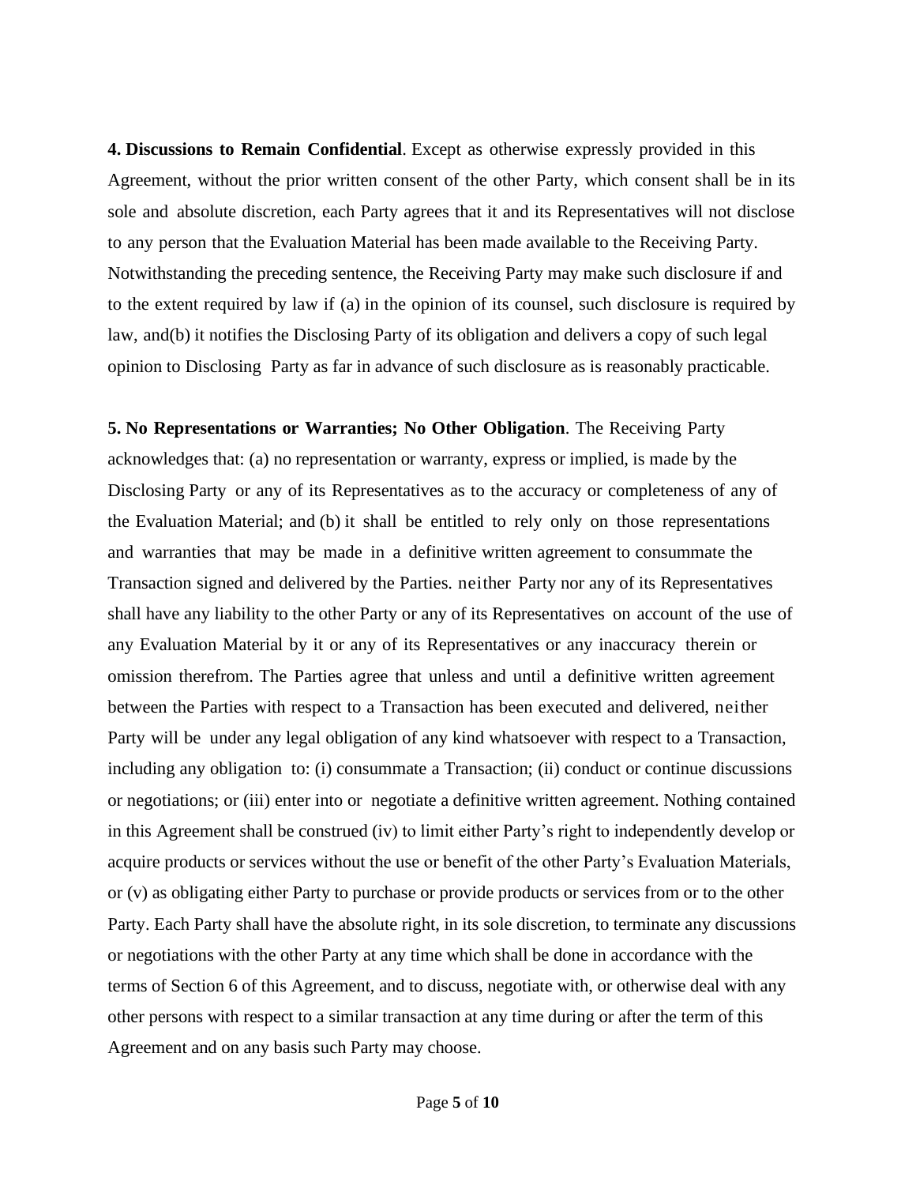**4. Discussions to Remain Confidential**. Except as otherwise expressly provided in this Agreement, without the prior written consent of the other Party, which consent shall be in its sole and absolute discretion, each Party agrees that it and its Representatives will not disclose to any person that the Evaluation Material has been made available to the Receiving Party. Notwithstanding the preceding sentence, the Receiving Party may make such disclosure if and to the extent required by law if (a) in the opinion of its counsel, such disclosure is required by law, and(b) it notifies the Disclosing Party of its obligation and delivers a copy of such legal opinion to Disclosing Party as far in advance of such disclosure as is reasonably practicable.

**5. No Representations or Warranties; No Other Obligation**. The Receiving Party acknowledges that: (a) no representation or warranty, express or implied, is made by the Disclosing Party or any of its Representatives as to the accuracy or completeness of any of the Evaluation Material; and (b) it shall be entitled to rely only on those representations and warranties that may be made in a definitive written agreement to consummate the Transaction signed and delivered by the Parties. neither Party nor any of its Representatives shall have any liability to the other Party or any of its Representatives on account of the use of any Evaluation Material by it or any of its Representatives or any inaccuracy therein or omission therefrom. The Parties agree that unless and until a definitive written agreement between the Parties with respect to a Transaction has been executed and delivered, neither Party will be under any legal obligation of any kind whatsoever with respect to a Transaction, including any obligation to: (i) consummate a Transaction; (ii) conduct or continue discussions or negotiations; or (iii) enter into or negotiate a definitive written agreement. Nothing contained in this Agreement shall be construed (iv) to limit either Party's right to independently develop or acquire products or services without the use or benefit of the other Party's Evaluation Materials, or (v) as obligating either Party to purchase or provide products or services from or to the other Party. Each Party shall have the absolute right, in its sole discretion, to terminate any discussions or negotiations with the other Party at any time which shall be done in accordance with the terms of Section 6 of this Agreement, and to discuss, negotiate with, or otherwise deal with any other persons with respect to a similar transaction at any time during or after the term of this Agreement and on any basis such Party may choose.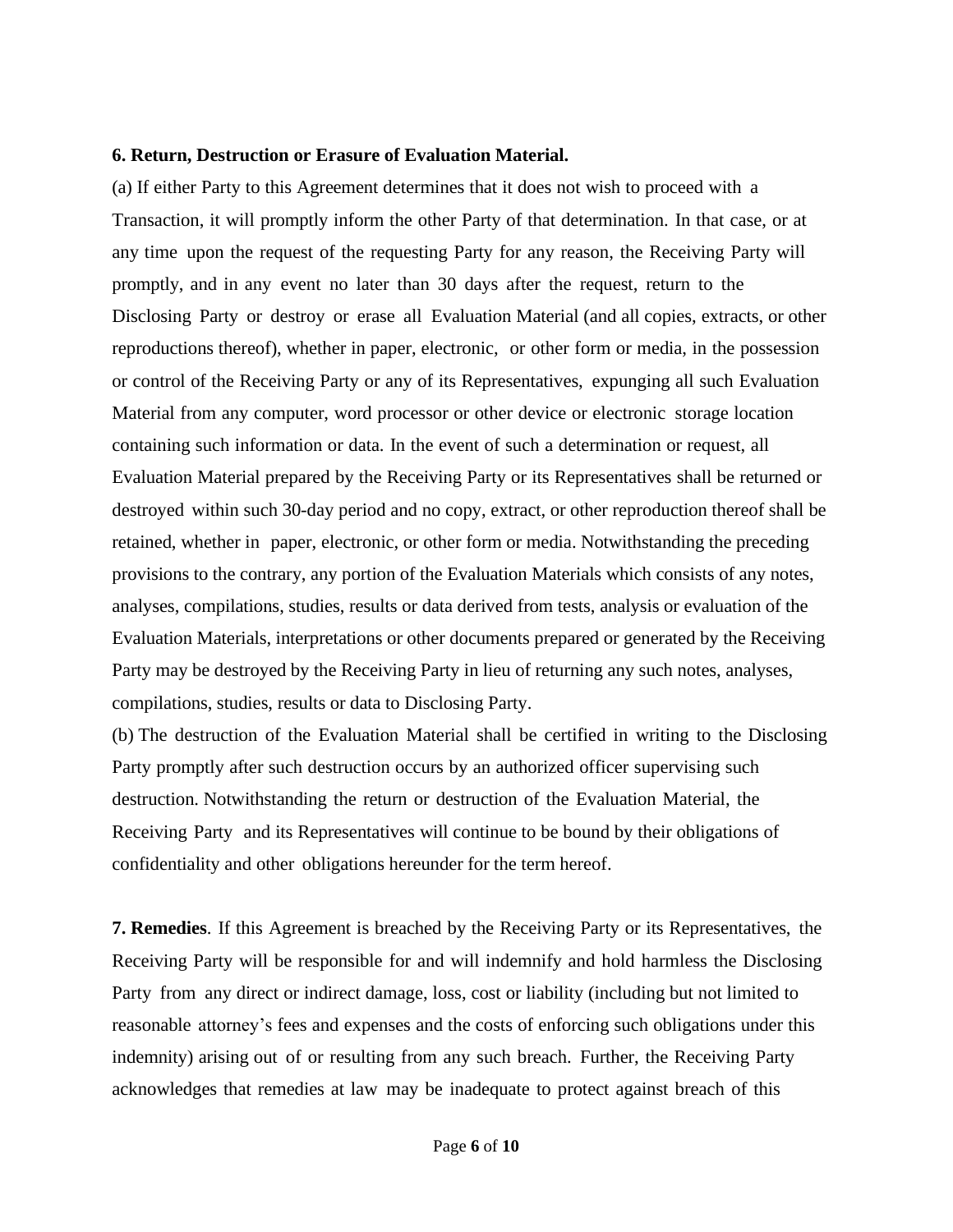**6. Return, Destruction or Erasure of Evaluation Material.**

(a) If either Party to this Agreement determines that it does not wish to proceed with a Transaction, it will promptly inform the other Party of that determination. In that case, or at any time upon the request of the requesting Party for any reason, the Receiving Party will promptly, and in any event no later than 30 days after the request, return to the Disclosing Party or destroy or erase all Evaluation Material (and all copies, extracts, or other reproductions thereof), whether in paper, electronic, or other form or media, in the possession or control of the Receiving Party or any of its Representatives, expunging all such Evaluation Material from any computer, word processor or other device or electronic storage location containing such information or data. In the event of such a determination or request, all Evaluation Material prepared by the Receiving Party or its Representatives shall be returned or destroyed within such 30-day period and no copy, extract, or other reproduction thereof shall be retained, whether in paper, electronic, or other form or media. Notwithstanding the preceding provisions to the contrary, any portion of the Evaluation Materials which consists of any notes, analyses, compilations, studies, results or data derived from tests, analysis or evaluation of the Evaluation Materials, interpretations or other documents prepared or generated by the Receiving Party may be destroyed by the Receiving Party in lieu of returning any such notes, analyses, compilations, studies, results or data to Disclosing Party.

(b) The destruction of the Evaluation Material shall be certified in writing to the Disclosing Party promptly after such destruction occurs by an authorized officer supervising such destruction. Notwithstanding the return or destruction of the Evaluation Material, the Receiving Party and its Representatives will continue to be bound by their obligations of confidentiality and other obligations hereunder for the term hereof.

**7. Remedies**. If this Agreement is breached by the Receiving Party or its Representatives, the Receiving Party will be responsible for and will indemnify and hold harmless the Disclosing Party from any direct or indirect damage, loss, cost or liability (including but not limited to reasonable attorney's fees and expenses and the costs of enforcing such obligations under this indemnity) arising out of or resulting from any such breach. Further, the Receiving Party acknowledges that remedies at law may be inadequate to protect against breach of this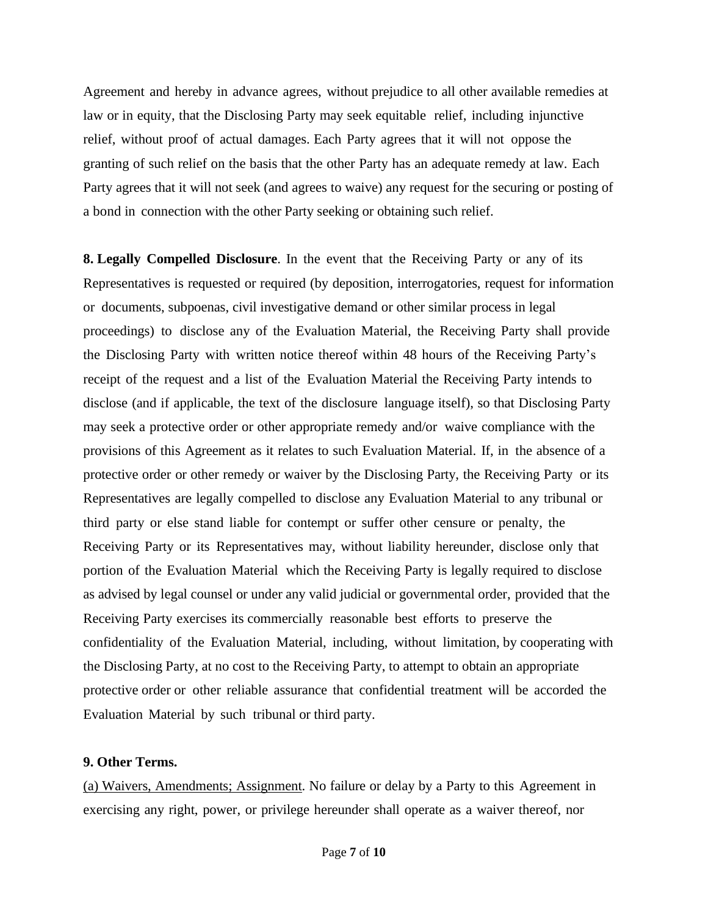Agreement and hereby in advance agrees, without prejudice to all other available remedies at law or in equity, that the Disclosing Party may seek equitable relief, including injunctive relief, without proof of actual damages. Each Party agrees that it will not oppose the granting of such relief on the basis that the other Party has an adequate remedy at law. Each Party agrees that it will not seek (and agrees to waive) any request for the securing or posting of a bond in connection with the other Party seeking or obtaining such relief.

**8. Legally Compelled Disclosure**. In the event that the Receiving Party or any of its Representatives is requested or required (by deposition, interrogatories, request for information or documents, subpoenas, civil investigative demand or other similar process in legal proceedings) to disclose any of the Evaluation Material, the Receiving Party shall provide the Disclosing Party with written notice thereof within 48 hours of the Receiving Party's receipt of the request and a list of the Evaluation Material the Receiving Party intends to disclose (and if applicable, the text of the disclosure language itself), so that Disclosing Party may seek a protective order or other appropriate remedy and/or waive compliance with the provisions of this Agreement as it relates to such Evaluation Material. If, in the absence of a protective order or other remedy or waiver by the Disclosing Party, the Receiving Party or its Representatives are legally compelled to disclose any Evaluation Material to any tribunal or third party or else stand liable for contempt or suffer other censure or penalty, the Receiving Party or its Representatives may, without liability hereunder, disclose only that portion of the Evaluation Material which the Receiving Party is legally required to disclose as advised by legal counsel or under any valid judicial or governmental order, provided that the Receiving Party exercises its commercially reasonable best efforts to preserve the confidentiality of the Evaluation Material, including, without limitation, by cooperating with the Disclosing Party, at no cost to the Receiving Party, to attempt to obtain an appropriate protective order or other reliable assurance that confidential treatment will be accorded the Evaluation Material by such tribunal or third party.

**9. Other Terms.**

<u>(a) Waivers, Amendments; Assignment</u>. No failure or delay by a Party to this Agreement in exercising any right, power, or privilege hereunder shall operate as a waiver thereof, nor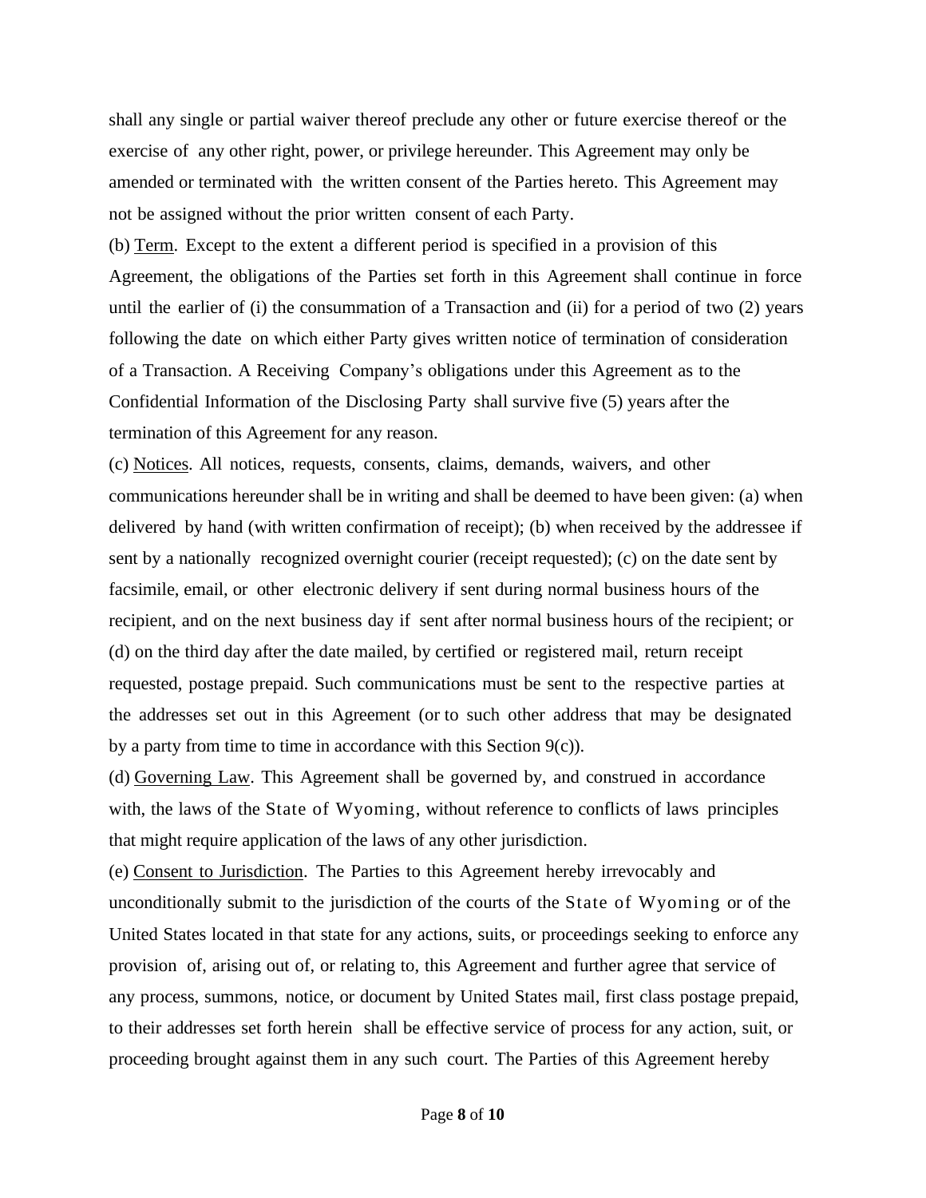shall any single or partial waiver thereof preclude any other or future exercise thereof or the exercise of any other right, power, or privilege hereunder. This Agreement may only be amended or terminated with the written consent of the Parties hereto. This Agreement may not be assigned without the prior written consent of each Party.

(b) Term. Except to the extent a different period is specified in a provision of this Agreement, the obligations of the Parties set forth in this Agreement shall continue in force until the earlier of (i) the consummation of a Transaction and (ii) for a period of two (2) years following the date on which either Party gives written notice of termination of consideration of a Transaction. A Receiving Company's obligations under this Agreement as to the Confidential Information of the Disclosing Party shall survive five (5) years after the termination of this Agreement for any reason.

(c) Notices. All notices, requests, consents, claims, demands, waivers, and other communications hereunder shall be in writing and shall be deemed to have been given: (a) when delivered by hand (with written confirmation of receipt); (b) when received by the addressee if sent by a nationally recognized overnight courier (receipt requested); (c) on the date sent by facsimile, email, or other electronic delivery if sent during normal business hours of the recipient, and on the next business day if sent after normal business hours of the recipient; or (d) on the third day after the date mailed, by certified or registered mail, return receipt requested, postage prepaid. Such communications must be sent to the respective parties at the addresses set out in this Agreement (or to such other address that may be designated by a party from time to time in accordance with this Section 9(c)).

(d) Governing Law. This Agreement shall be governed by, and construed in accordance with, the laws of the State of Wyoming, without reference to conflicts of laws principles that might require application of the laws of any other jurisdiction.

(e) Consent to Jurisdiction. The Parties to this Agreement hereby irrevocably and unconditionally submit to the jurisdiction of the courts of the State of Wyoming or of the United States located in that state for any actions, suits, or proceedings seeking to enforce any provision of, arising out of, or relating to, this Agreement and further agree that service of any process, summons, notice, or document by United States mail, first class postage prepaid, to their addresses set forth herein shall be effective service of process for any action, suit, or proceeding brought against them in any such court. The Parties of this Agreement hereby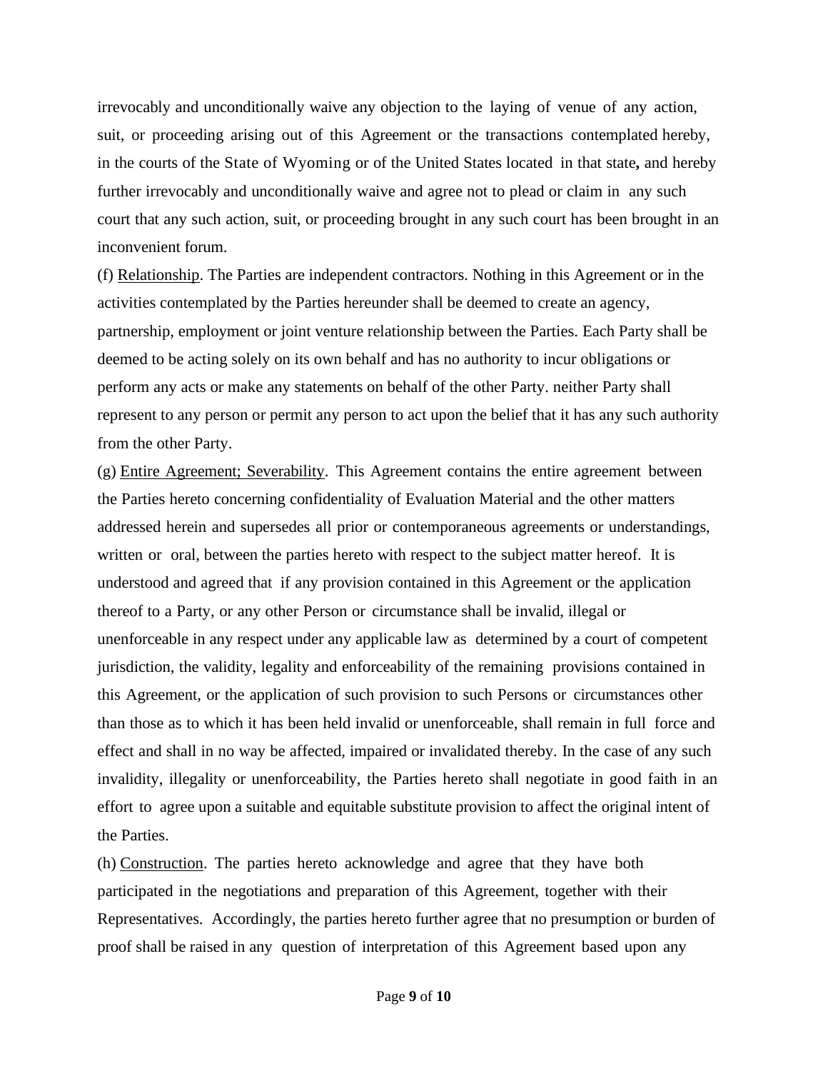irrevocably and unconditionally waive any objection to the laying of venue of any action, suit, or proceeding arising out of this Agreement or the transactions contemplated hereby, in the courts of the State of Wyoming or of the United States located in that state**,** and hereby further irrevocably and unconditionally waive and agree not to plead or claim in any such court that any such action, suit, or proceeding brought in any such court has been brought in an inconvenient forum.

(f) Relationship. The Parties are independent contractors. Nothing in this Agreement or in the activities contemplated by the Parties hereunder shall be deemed to create an agency, partnership, employment or joint venture relationship between the Parties. Each Party shall be deemed to be acting solely on its own behalf and has no authority to incur obligations or perform any acts or make any statements on behalf of the other Party. neither Party shall represent to any person or permit any person to act upon the belief that it has any such authority from the other Party.

(g) Entire Agreement; Severability. This Agreement contains the entire agreement between the Parties hereto concerning confidentiality of Evaluation Material and the other matters addressed herein and supersedes all prior or contemporaneous agreements or understandings, written or oral, between the parties hereto with respect to the subject matter hereof. It is understood and agreed that if any provision contained in this Agreement or the application thereof to a Party, or any other Person or circumstance shall be invalid, illegal or unenforceable in any respect under any applicable law as determined by a court of competent jurisdiction, the validity, legality and enforceability of the remaining provisions contained in this Agreement, or the application of such provision to such Persons or circumstances other than those as to which it has been held invalid or unenforceable, shall remain in full force and effect and shall in no way be affected, impaired or invalidated thereby. In the case of any such invalidity, illegality or unenforceability, the Parties hereto shall negotiate in good faith in an effort to agree upon a suitable and equitable substitute provision to affect the original intent of the Parties.

(h) Construction. The parties hereto acknowledge and agree that they have both participated in the negotiations and preparation of this Agreement, together with their Representatives. Accordingly, the parties hereto further agree that no presumption or burden of proof shall be raised in any question of interpretation of this Agreement based upon any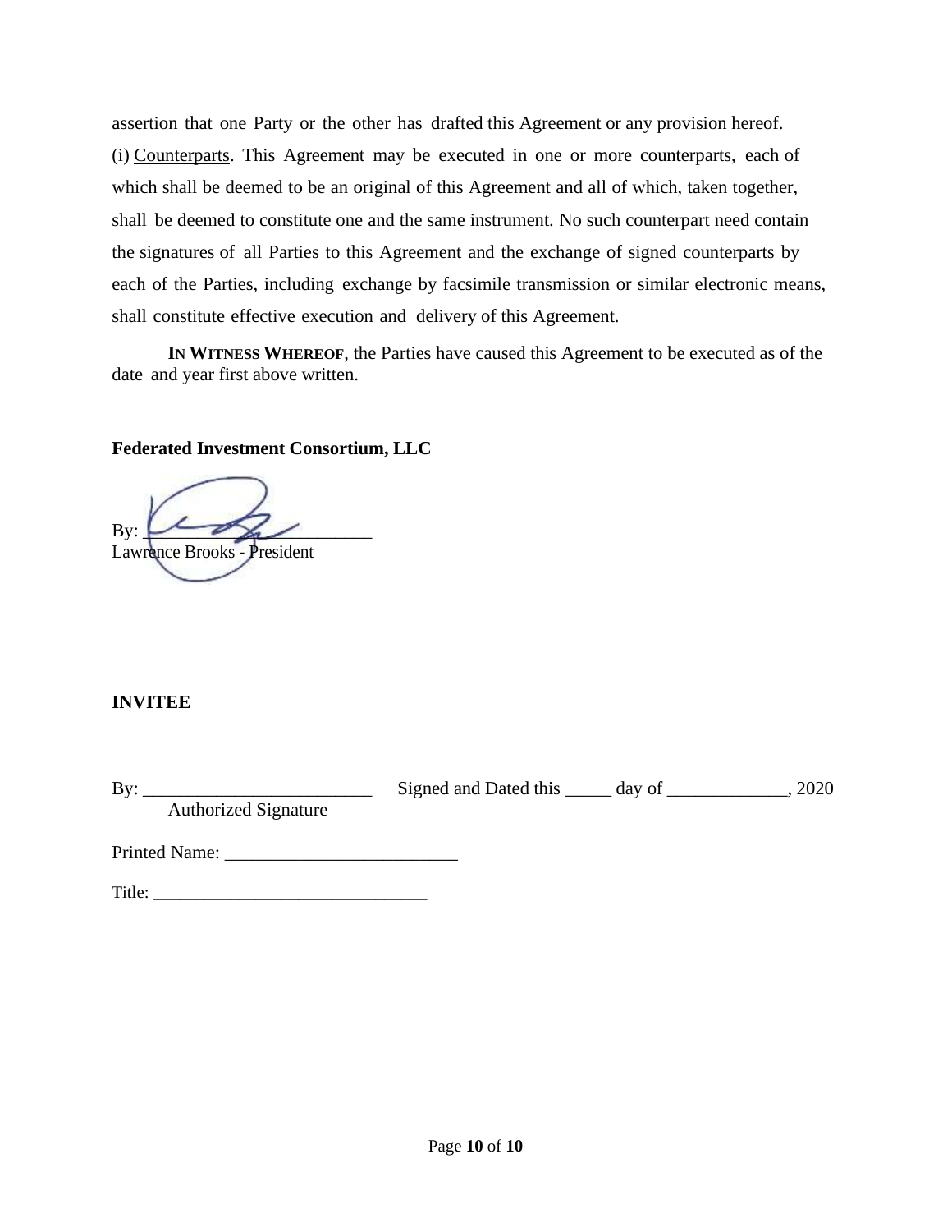assertion that one Party or the other has drafted this Agreement or any provision hereof.

(i) Counterparts. This Agreement may be executed in one or more counterparts, each of which shall be deemed to be an original of this Agreement and all of which, taken together, shall be deemed to constitute one and the same instrument. No such counterpart need contain the signatures of all Parties to this Agreement and the exchange of signed counterparts by each of the Parties, including exchange by facsimile transmission or similar electronic means, shall constitute effective execution and delivery of this Agreement.

**IN WITNESS WHEREOF**, the Parties have caused this Agreement to be executed as of the date and year first above written.

**Federated Investment Consortium, LLC**

By: ___________________________
Lawrence Brooks - President

**INVITEE**

By: _________________________ Signed and Dated this _____ day of _____________, 2020
Authorized Signature

Printed Name: _________________________

Title: _______________________________